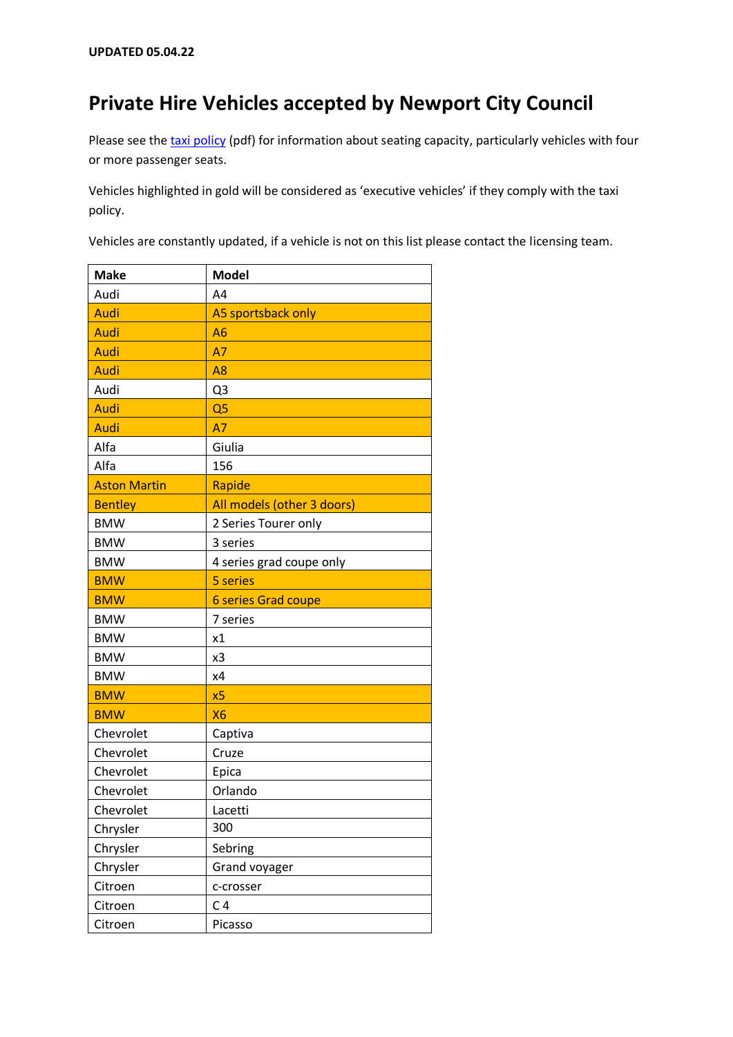UPDATED 05.04.22

# Private Hire Vehicles accepted by Newport City Council

Please see the [taxi policy](taxi policy) (pdf) for information about seating capacity, particularly vehicles with four or more passenger seats.

Vehicles highlighted in gold will be considered as 'executive vehicles' if they comply with the taxi policy.

Vehicles are constantly updated, if a vehicle is not on this list please contact the licensing team.

| Make | Model |
|---|---|
| Audi | A4 |
| Audi | A5 sportsback only |
| Audi | A6 |
| Audi | A7 |
| Audi | A8 |
| Audi | Q3 |
| Audi | Q5 |
| Audi | A7 |
| Alfa | Giulia |
| Alfa | 156 |
| Aston Martin | Rapide |
| Bentley | All models (other 3 doors) |
| BMW | 2 Series Tourer only |
| BMW | 3 series |
| BMW | 4 series grad coupe only |
| BMW | 5 series |
| BMW | 6 series Grad coupe |
| BMW | 7 series |
| BMW | x1 |
| BMW | x3 |
| BMW | x4 |
| BMW | x5 |
| BMW | X6 |
| Chevrolet | Captiva |
| Chevrolet | Cruze |
| Chevrolet | Epica |
| Chevrolet | Orlando |
| Chevrolet | Lacetti |
| Chrysler | 300 |
| Chrysler | Sebring |
| Chrysler | Grand voyager |
| Citroen | c-crosser |
| Citroen | C 4 |
| Citroen | Picasso |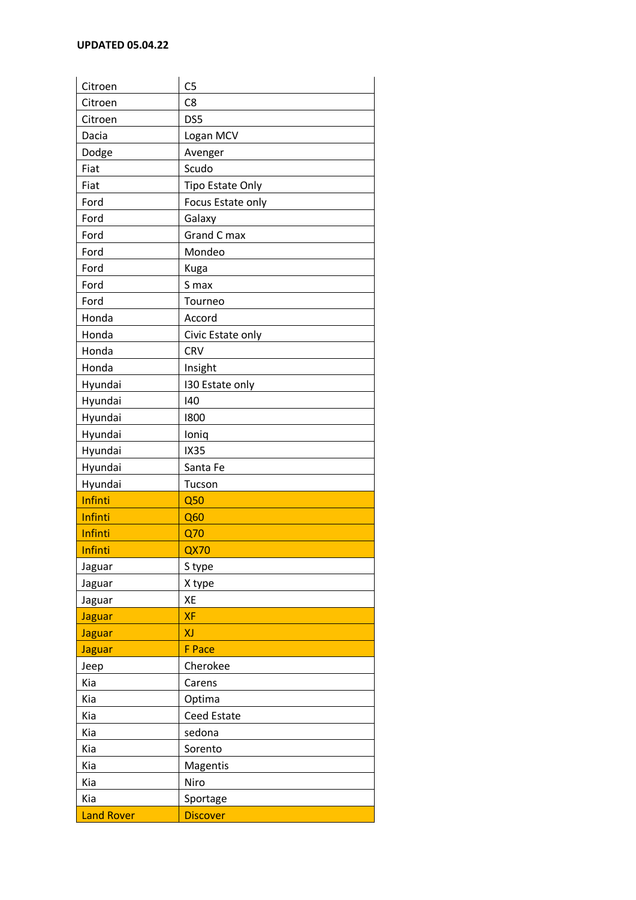**UPDATED 05.04.22**

| | |
|---|---|
| Citroen | C5 |
| Citroen | C8 |
| Citroen | DS5 |
| Dacia | Logan MCV |
| Dodge | Avenger |
| Fiat | Scudo |
| Fiat | Tipo Estate Only |
| Ford | Focus Estate only |
| Ford | Galaxy |
| Ford | Grand C max |
| Ford | Mondeo |
| Ford | Kuga |
| Ford | S max |
| Ford | Tourneo |
| Honda | Accord |
| Honda | Civic Estate only |
| Honda | CRV |
| Honda | Insight |
| Hyundai | I30 Estate only |
| Hyundai | I40 |
| Hyundai | I800 |
| Hyundai | Ioniq |
| Hyundai | IX35 |
| Hyundai | Santa Fe |
| Hyundai | Tucson |
| Infinti | Q50 |
| Infinti | Q60 |
| Infinti | Q70 |
| Infinti | QX70 |
| Jaguar | S type |
| Jaguar | X type |
| Jaguar | XE |
| Jaguar | XF |
| Jaguar | XJ |
| Jaguar | F Pace |
| Jeep | Cherokee |
| Kia | Carens |
| Kia | Optima |
| Kia | Ceed Estate |
| Kia | sedona |
| Kia | Sorento |
| Kia | Magentis |
| Kia | Niro |
| Kia | Sportage |
| Land Rover | Discover |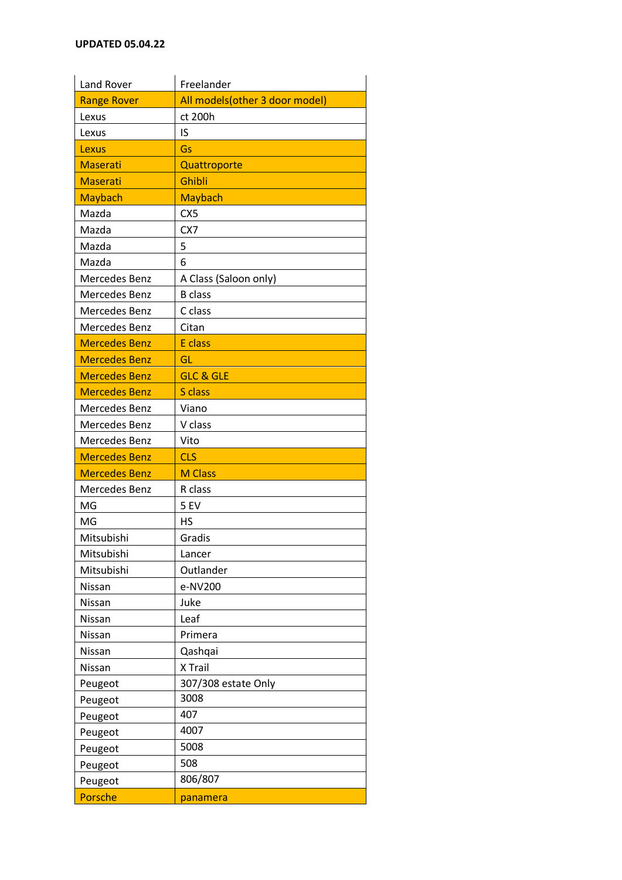**UPDATED 05.04.22**

| Land Rover | Freelander |
|---|---|
| Range Rover | All models(other 3 door model) |
| Lexus | ct 200h |
| Lexus | IS |
| Lexus | Gs |
| Maserati | Quattroporte |
| Maserati | Ghibli |
| Maybach | Maybach |
| Mazda | CX5 |
| Mazda | CX7 |
| Mazda | 5 |
| Mazda | 6 |
| Mercedes Benz | A Class (Saloon only) |
| Mercedes Benz | B class |
| Mercedes Benz | C class |
| Mercedes Benz | Citan |
| Mercedes Benz | E class |
| Mercedes Benz | GL |
| Mercedes Benz | GLC & GLE |
| Mercedes Benz | S class |
| Mercedes Benz | Viano |
| Mercedes Benz | V class |
| Mercedes Benz | Vito |
| Mercedes Benz | CLS |
| Mercedes Benz | M Class |
| Mercedes Benz | R class |
| MG | 5 EV |
| MG | HS |
| Mitsubishi | Gradis |
| Mitsubishi | Lancer |
| Mitsubishi | Outlander |
| Nissan | e-NV200 |
| Nissan | Juke |
| Nissan | Leaf |
| Nissan | Primera |
| Nissan | Qashqai |
| Nissan | X Trail |
| Peugeot | 307/308 estate Only |
| Peugeot | 3008 |
| Peugeot | 407 |
| Peugeot | 4007 |
| Peugeot | 5008 |
| Peugeot | 508 |
| Peugeot | 806/807 |
| Porsche | panamera |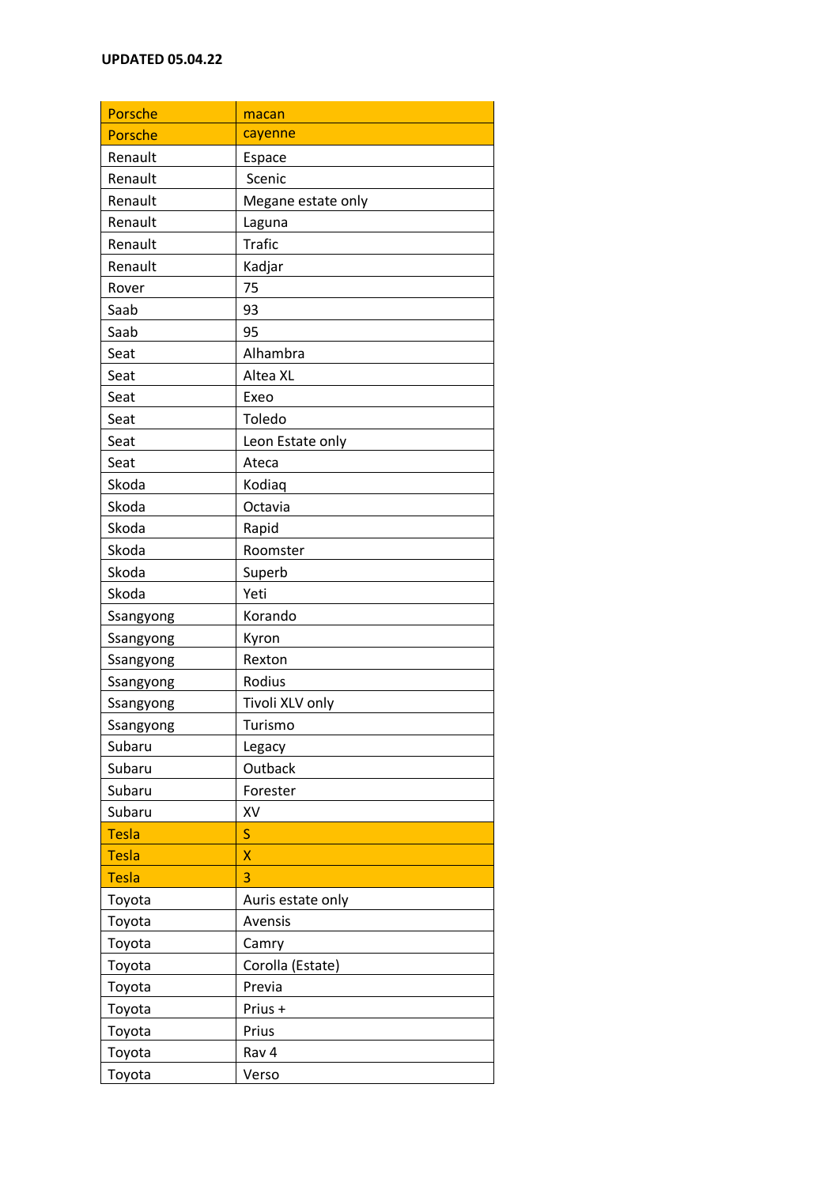**UPDATED 05.04.22**

| Porsche | macan |
|---|---|
| Porsche | cayenne |
| Renault | Espace |
| Renault | Scenic |
| Renault | Megane estate only |
| Renault | Laguna |
| Renault | Trafic |
| Renault | Kadjar |
| Rover | 75 |
| Saab | 93 |
| Saab | 95 |
| Seat | Alhambra |
| Seat | Altea XL |
| Seat | Exeo |
| Seat | Toledo |
| Seat | Leon Estate only |
| Seat | Ateca |
| Skoda | Kodiaq |
| Skoda | Octavia |
| Skoda | Rapid |
| Skoda | Roomster |
| Skoda | Superb |
| Skoda | Yeti |
| Ssangyong | Korando |
| Ssangyong | Kyron |
| Ssangyong | Rexton |
| Ssangyong | Rodius |
| Ssangyong | Tivoli XLV only |
| Ssangyong | Turismo |
| Subaru | Legacy |
| Subaru | Outback |
| Subaru | Forester |
| Subaru | XV |
| Tesla | S |
| Tesla | X |
| Tesla | 3 |
| Toyota | Auris estate only |
| Toyota | Avensis |
| Toyota | Camry |
| Toyota | Corolla (Estate) |
| Toyota | Previa |
| Toyota | Prius + |
| Toyota | Prius |
| Toyota | Rav 4 |
| Toyota | Verso |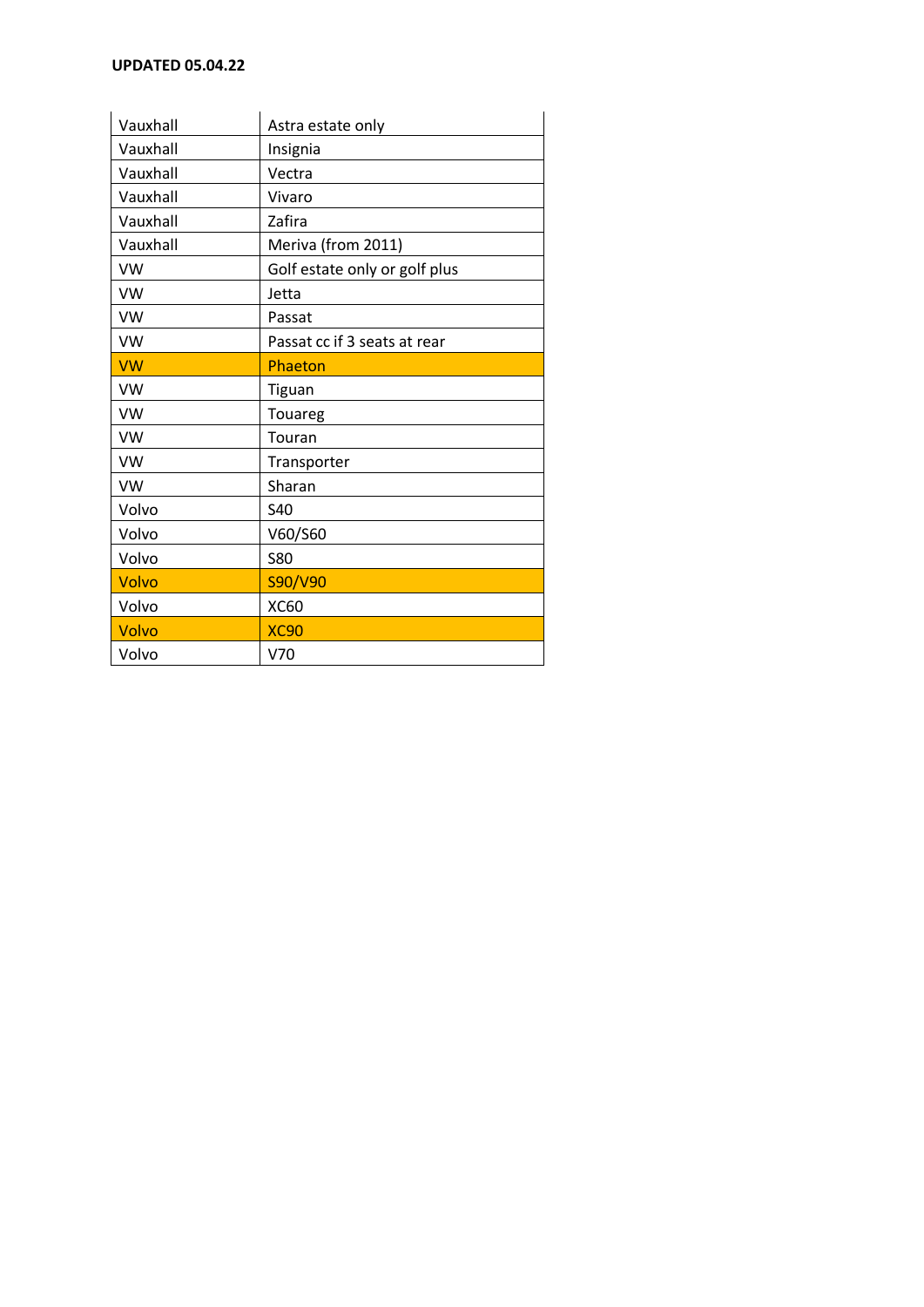**UPDATED 05.04.22**

| | |
|---|---|
| Vauxhall | Astra estate only |
| Vauxhall | Insignia |
| Vauxhall | Vectra |
| Vauxhall | Vivaro |
| Vauxhall | Zafira |
| Vauxhall | Meriva (from 2011) |
| VW | Golf estate only or golf plus |
| VW | Jetta |
| VW | Passat |
| VW | Passat cc if 3 seats at rear |
| VW | Phaeton |
| VW | Tiguan |
| VW | Touareg |
| VW | Touran |
| VW | Transporter |
| VW | Sharan |
| Volvo | S40 |
| Volvo | V60/S60 |
| Volvo | S80 |
| Volvo | S90/V90 |
| Volvo | XC60 |
| Volvo | XC90 |
| Volvo | V70 |